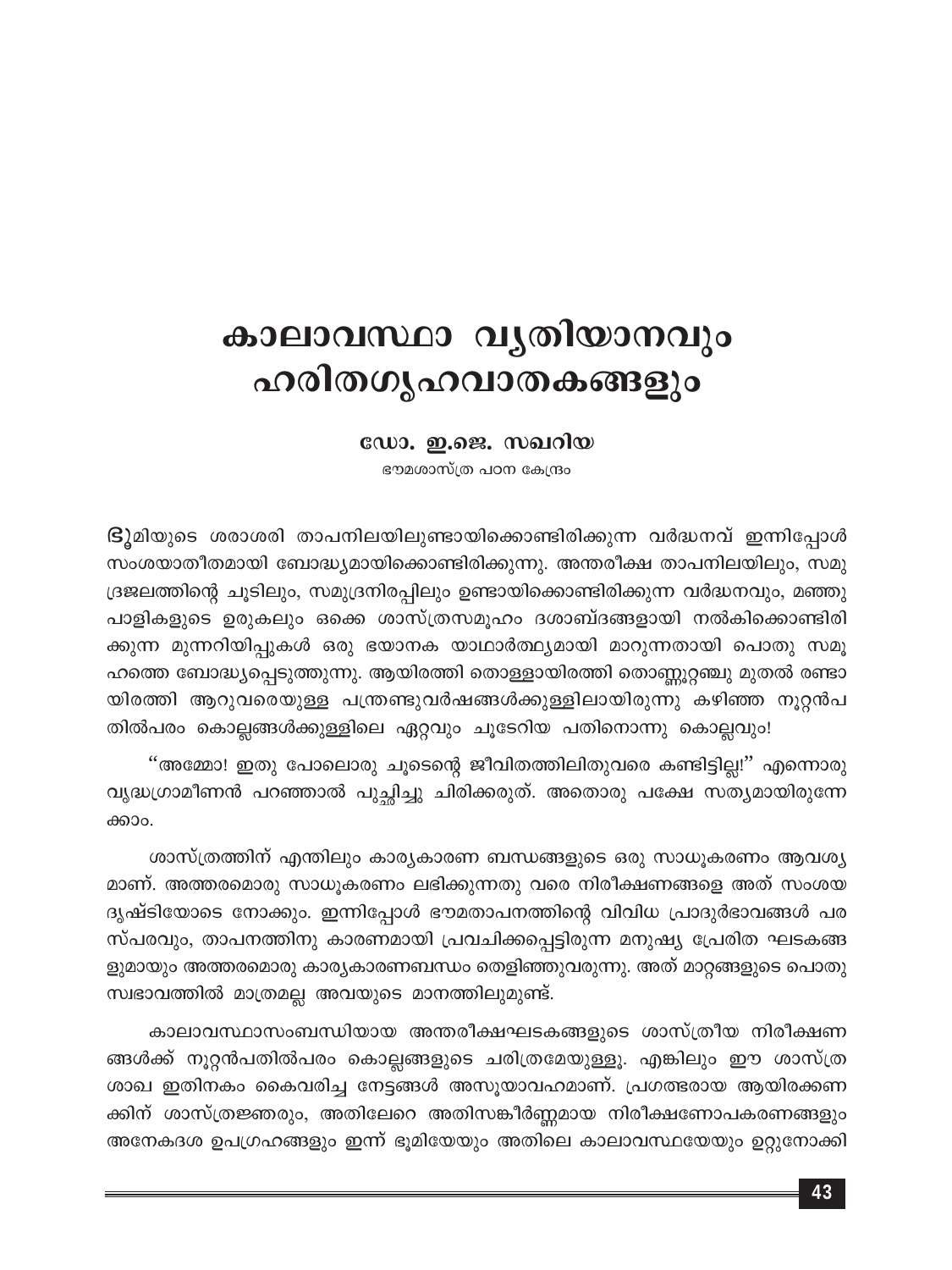# കാലാവസ്ഥാ വ്യതിയാനവും ഹരിതഗൃഹവാതകങ്ങളും

**ഡോ. ഇ.ജെ. സഖറിയ**

ഭൗമശാസ്ത്ര പഠന കേന്ദ്രം

**ഭൂ**മിയുടെ ശരാശരി താപനിലയിലുണ്ടായിക്കൊണ്ടിരിക്കുന്ന വർദ്ധനവ് ഇന്നിപ്പോൾ സംശയാതീതമായി ബോദ്ധ്യമായിക്കൊണ്ടിരിക്കുന്നു. അന്തരീക്ഷ താപനിലയിലും, സമുദ്രജലത്തിന്റെ ചൂടിലും, സമുദ്രനിരപ്പിലും ഉണ്ടായിക്കൊണ്ടിരിക്കുന്ന വർദ്ധനവും, മഞ്ഞുപാളികളുടെ ഉരുകലും ഒക്കെ ശാസ്ത്രസമൂഹം ദശാബ്ദങ്ങളായി നൽകിക്കൊണ്ടിരിക്കുന്ന മുന്നറിയിപ്പുകൾ ഒരു ഭയാനക യാഥാർത്ഥ്യമായി മാറുന്നതായി പൊതു സമൂഹത്തെ ബോദ്ധ്യപ്പെടുത്തുന്നു. ആയിരത്തി തൊള്ളായിരത്തി തൊണ്ണൂറ്റഞ്ചു മുതൽ രണ്ടായിരത്തി ആറുവരെയുള്ള പന്ത്രണ്ടുവർഷങ്ങൾക്കുള്ളിലായിരുന്നു കഴിഞ്ഞ നൂറ്റൻപതിൽപരം കൊല്ലങ്ങൾക്കുള്ളിലെ ഏറ്റവും ചൂടേറിയ പതിനൊന്നു കൊല്ലവും!

"അമ്മോ! ഇതു പോലൊരു ചൂടെന്റെ ജീവിതത്തിലിതുവരെ കണ്ടിട്ടില്ല!" എന്നൊരു വൃദ്ധഗ്രാമീണൻ പറഞ്ഞാൽ പുച്ഛിച്ചു ചിരിക്കരുത്. അതൊരു പക്ഷേ സത്യമായിരുന്നേക്കാം.

ശാസ്ത്രത്തിന് എന്തിലും കാര്യകാരണ ബന്ധങ്ങളുടെ ഒരു സാധൂകരണം ആവശ്യമാണ്. അത്തരമൊരു സാധൂകരണം ലഭിക്കുന്നതു വരെ നിരീക്ഷണങ്ങളെ അത് സംശയ ദൃഷ്ടിയോടെ നോക്കും. ഇന്നിപ്പോൾ ഭൗമതാപനത്തിന്റെ വിവിധ പ്രാദുർഭാവങ്ങൾ പരസ്പരവും, താപനത്തിനു കാരണമായി പ്രവചിക്കപ്പെട്ടിരുന്ന മനുഷ്യ പ്രേരിത ഘടകങ്ങളുമായും അത്തരമൊരു കാര്യകാരണബന്ധം തെളിഞ്ഞുവരുന്നു. അത് മാറ്റങ്ങളുടെ പൊതു സ്വഭാവത്തിൽ മാത്രമല്ല അവയുടെ മാനത്തിലുമുണ്ട്.

കാലാവസ്ഥാസംബന്ധിയായ അന്തരീക്ഷഘടകങ്ങളുടെ ശാസ്ത്രീയ നിരീക്ഷണങ്ങൾക്ക് നൂറ്റൻപതിൽപരം കൊല്ലങ്ങളുടെ ചരിത്രമേയുള്ളൂ. എങ്കിലും ഈ ശാസ്ത്ര ശാഖ ഇതിനകം കൈവരിച്ച നേട്ടങ്ങൾ അസൂയാവഹമാണ്. പ്രഗത്ഭരായ ആയിരക്കണക്കിന് ശാസ്ത്രജ്ഞരും, അതിലേറെ അതിസങ്കീർണ്ണമായ നിരീക്ഷണോപകരണങ്ങളും അനേകദശ ഉപഗ്രഹങ്ങളും ഇന്ന് ഭൂമിയേയും അതിലെ കാലാവസ്ഥയേയും ഉറ്റുനോക്കി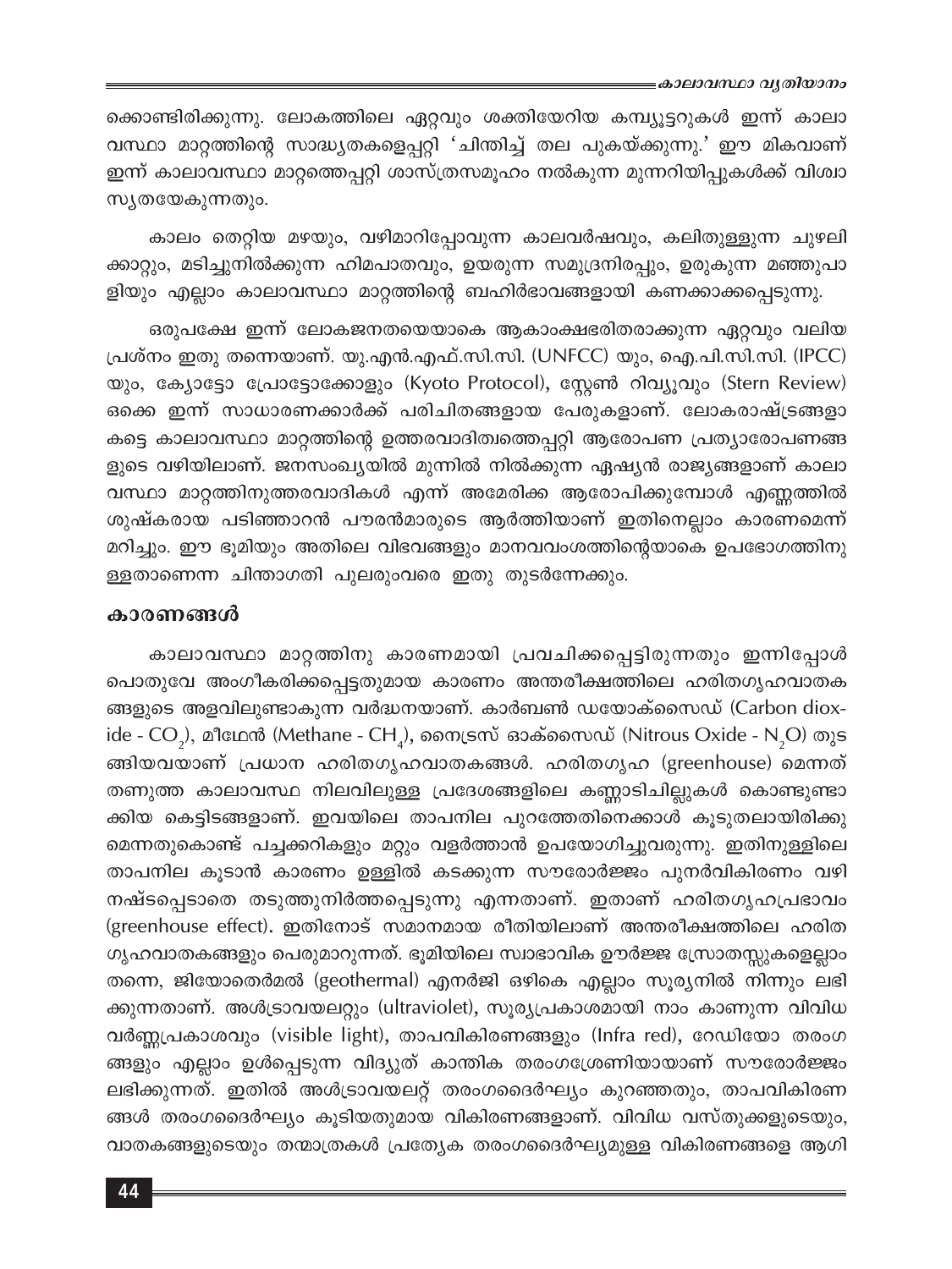ക്കൊണ്ടിരിക്കുന്നു. ലോകത്തിലെ ഏറ്റവും ശക്തിയേറിയ കമ്പ്യൂട്ടറുകൾ ഇന്ന് കാലാവസ്ഥാ മാറ്റത്തിന്റെ സാദ്ധ്യതകളെപ്പറ്റി 'ചിന്തിച്ച് തല പുകയ്ക്കുന്നു.' ഈ മികവാണ് ഇന്ന് കാലാവസ്ഥാ മാറ്റത്തെപ്പറ്റി ശാസ്ത്രസമൂഹം നൽകുന്ന മുന്നറിയിപ്പുകൾക്ക് വിശ്വാസ്യതയേകുന്നതും.

കാലം തെറ്റിയ മഴയും, വഴിമാറിപ്പോവുന്ന കാലവർഷവും, കലിതുള്ളുന്ന ചുഴലിക്കാറ്റും, മടിച്ചുനിൽക്കുന്ന ഹിമപാതവും, ഉയരുന്ന സമുദ്രനിരപ്പും, ഉരുകുന്ന മഞ്ഞുപാളിയും എല്ലാം കാലാവസ്ഥാ മാറ്റത്തിന്റെ ബഹിർഭാവങ്ങളായി കണക്കാക്കപ്പെടുന്നു.

ഒരുപക്ഷേ ഇന്ന് ലോകജനതയെയാകെ ആകാംക്ഷഭരിതരാക്കുന്ന ഏറ്റവും വലിയ പ്രശ്നം ഇതു തന്നെയാണ്. യു.എൻ.എഫ്.സി.സി. (UNFCC) യും, ഐ.പി.സി.സി. (IPCC) യും, ക്യോട്ടോ പ്രോട്ടോക്കോളും (Kyoto Protocol), സ്റ്റേൺ റിവ്യൂവും (Stern Review) ഒക്കെ ഇന്ന് സാധാരണക്കാർക്ക് പരിചിതങ്ങളായ പേരുകളാണ്. ലോകരാഷ്ട്രങ്ങളാകട്ടെ കാലാവസ്ഥാ മാറ്റത്തിന്റെ ഉത്തരവാദിത്വത്തെപ്പറ്റി ആരോപണ പ്രത്യാരോപണങ്ങളുടെ വഴിയിലാണ്. ജനസംഖ്യയിൽ മുന്നിൽ നിൽക്കുന്ന ഏഷ്യൻ രാജ്യങ്ങളാണ് കാലാവസ്ഥാ മാറ്റത്തിനുത്തരവാദികൾ എന്ന് അമേരിക്ക ആരോപിക്കുമ്പോൾ എണ്ണത്തിൽ ശുഷ്കരായ പടിഞ്ഞാറൻ പൗരൻമാരുടെ ആർത്തിയാണ് ഇതിനെല്ലാം കാരണമെന്ന് മറിച്ചും. ഈ ഭൂമിയും അതിലെ വിഭവങ്ങളും മാനവവംശത്തിന്റെയാകെ ഉപഭോഗത്തിനുള്ളതാണെന്ന ചിന്താഗതി പുലരുംവരെ ഇതു തുടർന്നേക്കും.

## കാരണങ്ങൾ

കാലാവസ്ഥാ മാറ്റത്തിനു കാരണമായി പ്രവചിക്കപ്പെട്ടിരുന്നതും ഇന്നിപ്പോൾ പൊതുവേ അംഗീകരിക്കപ്പെട്ടതുമായ കാരണം അന്തരീക്ഷത്തിലെ ഹരിതഗൃഹവാതകങ്ങളുടെ അളവിലുണ്ടാകുന്ന വർദ്ധനയാണ്. കാർബൺ ഡയോക്സൈഡ് (Carbon dioxide - $CO_2$), മീഥേൻ (Methane - $CH_4$), നൈട്രസ് ഓക്സൈഡ് (Nitrous Oxide - $N_2O$) തുടങ്ങിയവയാണ് പ്രധാന ഹരിതഗൃഹവാതകങ്ങൾ. ഹരിതഗൃഹ (greenhouse) മെന്നത് തണുത്ത കാലാവസ്ഥ നിലവിലുള്ള പ്രദേശങ്ങളിലെ കണ്ണാടിചില്ലുകൾ കൊണ്ടുണ്ടാക്കിയ കെട്ടിടങ്ങളാണ്. ഇവയിലെ താപനില പുറത്തേതിനെക്കാൾ കൂടുതലായിരിക്കുമെന്നതുകൊണ്ട് പച്ചക്കറികളും മറ്റും വളർത്താൻ ഉപയോഗിച്ചുവരുന്നു. ഇതിനുള്ളിലെ താപനില കൂടാൻ കാരണം ഉള്ളിൽ കടക്കുന്ന സൗരോർജ്ജം പുനർവികിരണം വഴി നഷ്ടപ്പെടാതെ തടുത്തുനിർത്തപ്പെടുന്നു എന്നതാണ്. ഇതാണ് ഹരിതഗൃഹപ്രഭാവം (greenhouse effect). ഇതിനോട് സമാനമായ രീതിയിലാണ് അന്തരീക്ഷത്തിലെ ഹരിതഗൃഹവാതകങ്ങളും പെരുമാറുന്നത്. ഭൂമിയിലെ സ്വാഭാവിക ഊർജ്ജ സ്രോതസ്സുകളെല്ലാം തന്നെ, ജിയോതെർമൽ (geothermal) എനർജി ഒഴികെ എല്ലാം സൂര്യനിൽ നിന്നും ലഭിക്കുന്നതാണ്. അൾട്രാവയലറ്റും (ultraviolet), സൂര്യപ്രകാശമായി നാം കാണുന്ന വിവിധ വർണ്ണപ്രകാശവും (visible light), താപവികിരണങ്ങളും (Infra red), റേഡിയോ തരംഗങ്ങളും എല്ലാം ഉൾപ്പെടുന്ന വിദ്യുത് കാന്തിക തരംഗശ്രേണിയായാണ് സൗരോർജ്ജം ലഭിക്കുന്നത്. ഇതിൽ അൾട്രാവയലറ്റ് തരംഗദൈർഘ്യം കുറഞ്ഞതും, താപവികിരണങ്ങൾ തരംഗദൈർഘ്യം കൂടിയതുമായ വികിരണങ്ങളാണ്. വിവിധ വസ്തുക്കളുടെയും, വാതകങ്ങളുടെയും തന്മാത്രകൾ പ്രത്യേക തരംഗദൈർഘ്യമുള്ള വികിരണങ്ങളെ ആഗി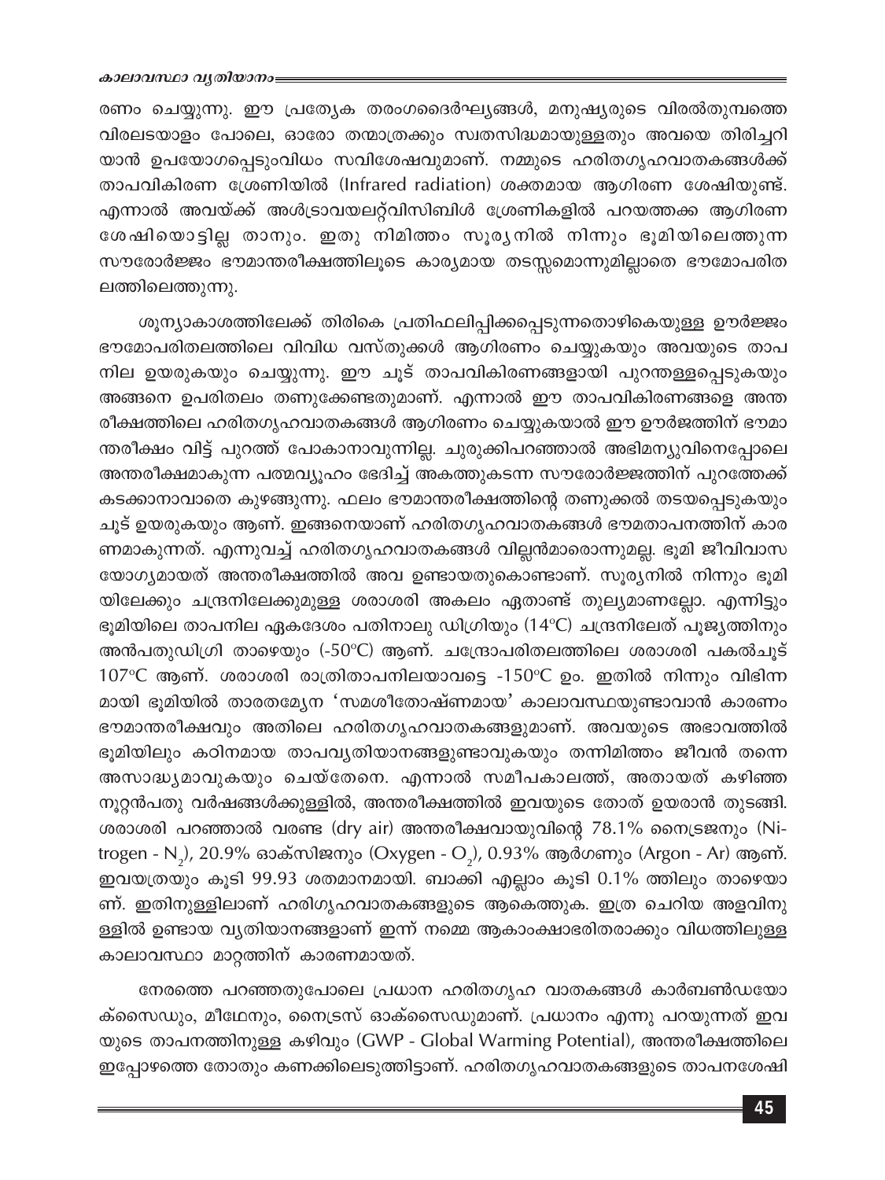രണം ചെയ്യുന്നു. ഈ പ്രത്യേക തരംഗദൈർഘ്യങ്ങൾ, മനുഷ്യരുടെ വിരൽതുമ്പത്തെ വിരലടയാളം പോലെ, ഓരോ തന്മാത്രക്കും സ്വതസിദ്ധമായുള്ളതും അവയെ തിരിച്ചറിയാൻ ഉപയോഗപ്പെടുംവിധം സവിശേഷവുമാണ്. നമ്മുടെ ഹരിതഗൃഹവാതകങ്ങൾക്ക് താപവികിരണ ശ്രേണിയിൽ (Infrared radiation) ശക്തമായ ആഗിരണ ശേഷിയുണ്ട്. എന്നാൽ അവയ്ക്ക് അൾട്രാവയലറ്റ്‌വിസിബിൾ ശ്രേണികളിൽ പറയത്തക്ക ആഗിരണ ശേഷിയൊട്ടില്ല താനും. ഇതു നിമിത്തം സൂര്യനിൽ നിന്നും ഭൂമിയിലെത്തുന്ന സൗരോർജ്ജം ഭൗമാന്തരീക്ഷത്തിലൂടെ കാര്യമായ തടസ്സമൊന്നുമില്ലാതെ ഭൗമോപരിതലത്തിലെത്തുന്നു.

ശൂന്യാകാശത്തിലേക്ക് തിരികെ പ്രതിഫലിപ്പിക്കപ്പെടുന്നതൊഴികെയുള്ള ഊർജ്ജം ഭൗമോപരിതലത്തിലെ വിവിധ വസ്തുക്കൾ ആഗിരണം ചെയ്യുകയും അവയുടെ താപനില ഉയരുകയും ചെയ്യുന്നു. ഈ ചൂട് താപവികിരണങ്ങളായി പുറന്തള്ളപ്പെടുകയും അങ്ങനെ ഉപരിതലം തണുക്കേണ്ടതുമാണ്. എന്നാൽ ഈ താപവികിരണങ്ങളെ അന്തരീക്ഷത്തിലെ ഹരിതഗൃഹവാതകങ്ങൾ ആഗിരണം ചെയ്യുകയാൽ ഈ ഊർജത്തിന് ഭൗമാന്തരീക്ഷം വിട്ട് പുറത്ത് പോകാനാവുന്നില്ല. ചുരുക്കിപറഞ്ഞാൽ അഭിമന്യുവിനെപ്പോലെ അന്തരീക്ഷമാകുന്ന പത്മവ്യൂഹം ഭേദിച്ച് അകത്തുകടന്ന സൗരോർജ്ജത്തിന് പുറത്തേക്ക് കടക്കാനാവാതെ കുഴങ്ങുന്നു. ഫലം ഭൗമാന്തരീക്ഷത്തിന്റെ തണുക്കൽ തടയപ്പെടുകയും ചൂട് ഉയരുകയും ആണ്. ഇങ്ങനെയാണ് ഹരിതഗൃഹവാതകങ്ങൾ ഭൗമതാപനത്തിന് കാരണമാകുന്നത്. എന്നുവച്ച് ഹരിതഗൃഹവാതകങ്ങൾ വില്ലൻമാരൊന്നുമല്ല. ഭൂമി ജീവിവാസയോഗ്യമായത് അന്തരീക്ഷത്തിൽ അവ ഉണ്ടായതുകൊണ്ടാണ്. സൂര്യനിൽ നിന്നും ഭൂമിയിലേക്കും ചന്ദ്രനിലേക്കുമുള്ള ശരാശരി അകലം ഏതാണ്ട് തുല്യമാണല്ലോ. എന്നിട്ടും ഭൂമിയിലെ താപനില ഏകദേശം പതിനാലു ഡിഗ്രിയും (14°C) ചന്ദ്രനിലേത് പൂജ്യത്തിനും അൻപതുഡിഗ്രി താഴെയും (-50°C) ആണ്. ചന്ദ്രോപരിതലത്തിലെ ശരാശരി പകൽചൂട് 107°C ആണ്. ശരാശരി രാത്രിതാപനിലയാവട്ടെ -150°C ഉം. ഇതിൽ നിന്നും വിഭിന്നമായി ഭൂമിയിൽ താരതമ്യേന 'സമശീതോഷ്ണമായ' കാലാവസ്ഥയുണ്ടാവാൻ കാരണം ഭൗമാന്തരീക്ഷവും അതിലെ ഹരിതഗൃഹവാതകങ്ങളുമാണ്. അവയുടെ അഭാവത്തിൽ ഭൂമിയിലും കഠിനമായ താപവ്യതിയാനങ്ങളുണ്ടാവുകയും തന്നിമിത്തം ജീവൻ തന്നെ അസാദ്ധ്യമാവുകയും ചെയ്തേനെ. എന്നാൽ സമീപകാലത്ത്, അതായത് കഴിഞ്ഞ നൂറ്റൻപതു വർഷങ്ങൾക്കുള്ളിൽ, അന്തരീക്ഷത്തിൽ ഇവയുടെ തോത് ഉയരാൻ തുടങ്ങി. ശരാശരി പറഞ്ഞാൽ വരണ്ട (dry air) അന്തരീക്ഷവായുവിന്റെ 78.1% നൈട്രജനും (Nitrogen - $N_2$), 20.9% ഓക്സിജനും (Oxygen - $O_2$), 0.93% ആർഗണും (Argon - Ar) ആണ്. ഇവയത്രയും കൂടി 99.93 ശതമാനമായി. ബാക്കി എല്ലാം കൂടി 0.1% ത്തിലും താഴെയാണ്. ഇതിനുള്ളിലാണ് ഹരിഗൃഹവാതകങ്ങളുടെ ആകെത്തുക. ഇത്ര ചെറിയ അളവിനുള്ളിൽ ഉണ്ടായ വ്യതിയാനങ്ങളാണ് ഇന്ന് നമ്മെ ആകാംക്ഷാഭരിതരാക്കും വിധത്തിലുള്ള കാലാവസ്ഥാ മാറ്റത്തിന് കാരണമായത്.

നേരത്തെ പറഞ്ഞതുപോലെ പ്രധാന ഹരിതഗൃഹ വാതകങ്ങൾ കാർബൺഡയോക്സൈഡും, മീഥേനും, നൈട്രസ് ഓക്സൈഡുമാണ്. പ്രധാനം എന്നു പറയുന്നത് ഇവയുടെ താപനത്തിനുള്ള കഴിവും (GWP - Global Warming Potential), അന്തരീക്ഷത്തിലെ ഇപ്പോഴത്തെ തോതും കണക്കിലെടുത്തിട്ടാണ്. ഹരിതഗൃഹവാതകങ്ങളുടെ താപനശേഷി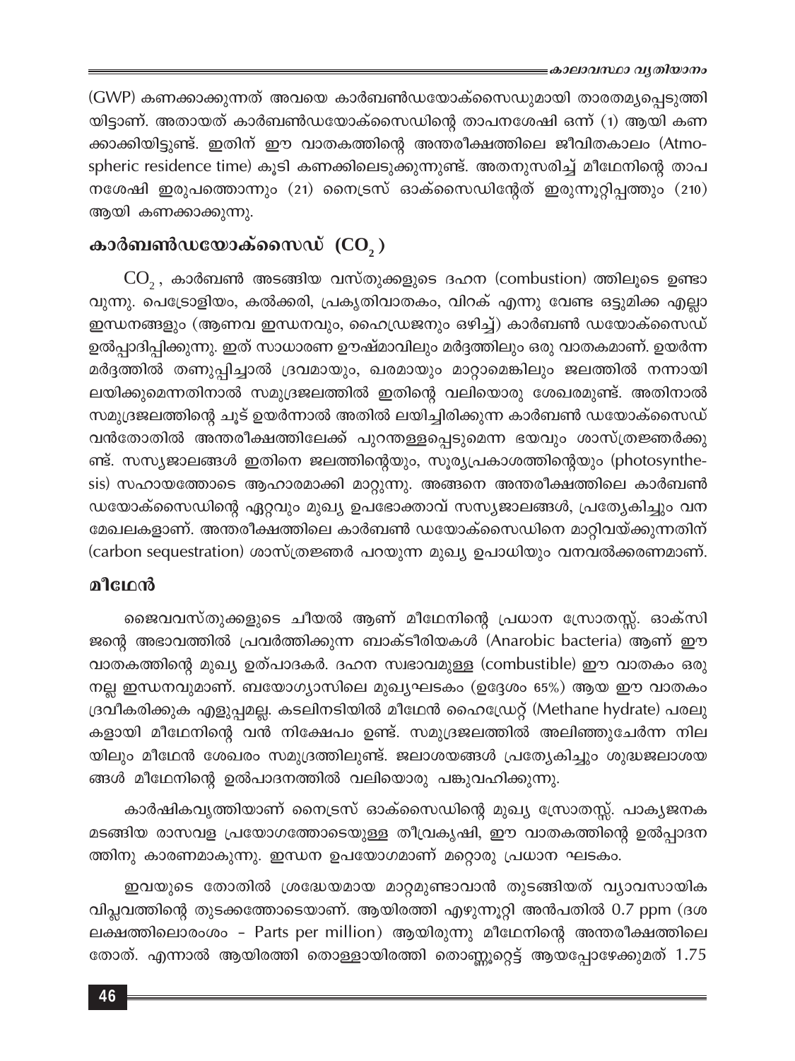(GWP) കണക്കാക്കുന്നത് അവയെ കാർബൺഡയോക്സൈഡുമായി താരതമ്യപ്പെടുത്തി യിട്ടാണ്. അതായത് കാർബൺഡയോക്സൈഡിന്റെ താപനശേഷി ഒന്ന് (1) ആയി കണ ക്കാക്കിയിട്ടുണ്ട്. ഇതിന് ഈ വാതകത്തിന്റെ അന്തരീക്ഷത്തിലെ ജീവിതകാലം (Atmospheric residence time) കൂടി കണക്കിലെടുക്കുന്നുണ്ട്. അതനുസരിച്ച് മീഥേനിന്റെ താപ നശേഷി ഇരുപത്തൊന്നും (21) നൈട്രസ് ഓക്സൈഡിന്റേത് ഇരുന്നൂറ്റിപ്പത്തും (210) ആയി കണക്കാക്കുന്നു.

## കാർബൺഡയോക്സൈഡ് ($CO_2$)

$CO_2$, കാർബൺ അടങ്ങിയ വസ്തുക്കളുടെ ദഹന (combustion) ത്തിലൂടെ ഉണ്ടാ വുന്നു. പെട്രോളിയം, കൽക്കരി, പ്രകൃതിവാതകം, വിറക് എന്നു വേണ്ട ഒട്ടുമിക്ക എല്ലാ ഇന്ധനങ്ങളും (ആണവ ഇന്ധനവും, ഹൈഡ്രജനും ഒഴിച്ച്) കാർബൺ ഡയോക്സൈഡ് ഉൽപ്പാദിപ്പിക്കുന്നു. ഇത് സാധാരണ ഊഷ്മാവിലും മർദ്ദത്തിലും ഒരു വാതകമാണ്. ഉയർന്ന മർദ്ദത്തിൽ തണുപ്പിച്ചാൽ ദ്രവമായും, ഖരമായും മാറ്റാമെങ്കിലും ജലത്തിൽ നന്നായി ലയിക്കുമെന്നതിനാൽ സമുദ്രജലത്തിൽ ഇതിന്റെ വലിയൊരു ശേഖരമുണ്ട്. അതിനാൽ സമുദ്രജലത്തിന്റെ ചൂട് ഉയർന്നാൽ അതിൽ ലയിച്ചിരിക്കുന്ന കാർബൺ ഡയോക്സൈഡ് വൻതോതിൽ അന്തരീക്ഷത്തിലേക്ക് പുറന്തള്ളപ്പെടുമെന്ന ഭയവും ശാസ്ത്രജ്ഞർക്കു ണ്ട്. സസ്യജാലങ്ങൾ ഇതിനെ ജലത്തിന്റെയും, സൂര്യപ്രകാശത്തിന്റെയും (photosynthesis) സഹായത്തോടെ ആഹാരമാക്കി മാറ്റുന്നു. അങ്ങനെ അന്തരീക്ഷത്തിലെ കാർബൺ ഡയോക്സൈഡിന്റെ ഏറ്റവും മുഖ്യ ഉപഭോക്താവ് സസ്യജാലങ്ങൾ, പ്രത്യേകിച്ചും വന മേഖലകളാണ്. അന്തരീക്ഷത്തിലെ കാർബൺ ഡയോക്സൈഡിനെ മാറ്റിവയ്ക്കുന്നതിന് (carbon sequestration) ശാസ്ത്രജ്ഞർ പറയുന്ന മുഖ്യ ഉപാധിയും വനവൽക്കരണമാണ്.

## മീഥേൻ

ജൈവവസ്തുക്കളുടെ ചീയൽ ആണ് മീഥേനിന്റെ പ്രധാന സ്രോതസ്സ്. ഓക്സി ജന്റെ അഭാവത്തിൽ പ്രവർത്തിക്കുന്ന ബാക്ടീരിയകൾ (Anarobic bacteria) ആണ് ഈ വാതകത്തിന്റെ മുഖ്യ ഉത്പാദകർ. ദഹന സ്വഭാവമുള്ള (combustible) ഈ വാതകം ഒരു നല്ല ഇന്ധനവുമാണ്. ബയോഗ്യാസിലെ മുഖ്യഘടകം (ഉദ്ദേശം 65%) ആയ ഈ വാതകം ദ്രവീകരിക്കുക എളുപ്പമല്ല. കടലിനടിയിൽ മീഥേൻ ഹൈഡ്രേറ്റ് (Methane hydrate) പരലു കളായി മീഥേനിന്റെ വൻ നിക്ഷേപം ഉണ്ട്. സമുദ്രജലത്തിൽ അലിഞ്ഞുചേർന്ന നില യിലും മീഥേൻ ശേഖരം സമുദ്രത്തിലുണ്ട്. ജലാശയങ്ങൾ പ്രത്യേകിച്ചും ശുദ്ധജലാശയ ങ്ങൾ മീഥേനിന്റെ ഉൽപാദനത്തിൽ വലിയൊരു പങ്കുവഹിക്കുന്നു.

കാർഷികവൃത്തിയാണ് നൈട്രസ് ഓക്സൈഡിന്റെ മുഖ്യ സ്രോതസ്സ്. പാക്യജനക മടങ്ങിയ രാസവള പ്രയോഗത്തോടെയുള്ള തീവ്രകൃഷി, ഈ വാതകത്തിന്റെ ഉൽപ്പാദന ത്തിനു കാരണമാകുന്നു. ഇന്ധന ഉപയോഗമാണ് മറ്റൊരു പ്രധാന ഘടകം.

ഇവയുടെ തോതിൽ ശ്രദ്ധേയമായ മാറ്റമുണ്ടാവാൻ തുടങ്ങിയത് വ്യാവസായിക വിപ്ലവത്തിന്റെ തുടക്കത്തോടെയാണ്. ആയിരത്തി എഴുന്നൂറ്റി അൻപതിൽ 0.7 ppm (ദശ ലക്ഷത്തിലൊരംശം - Parts per million) ആയിരുന്നു മീഥേനിന്റെ അന്തരീക്ഷത്തിലെ തോത്. എന്നാൽ ആയിരത്തി തൊള്ളായിരത്തി തൊണ്ണൂറ്റെട്ട് ആയപ്പോഴേക്കുമത് 1.75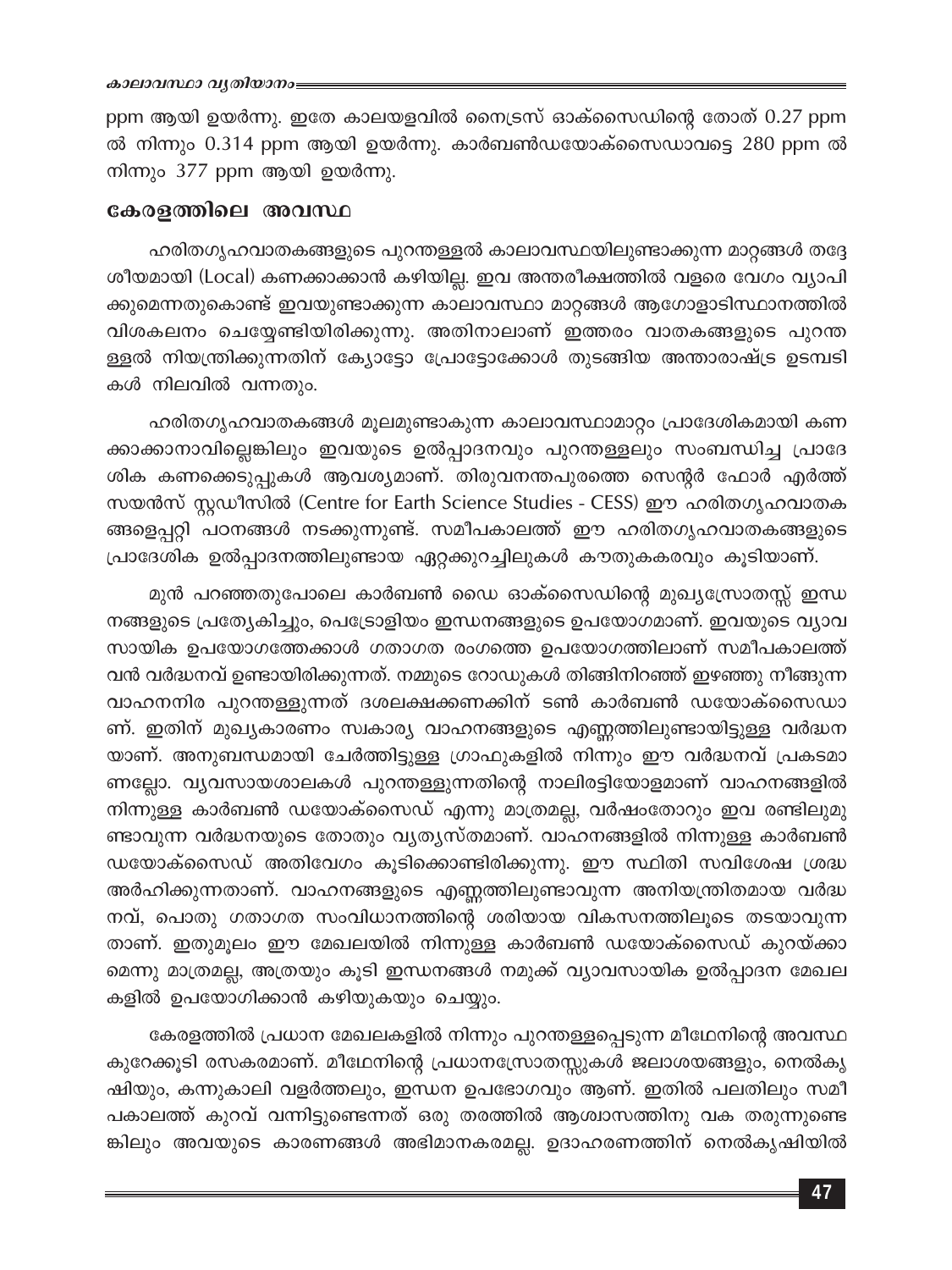ppm ആയി ഉയർന്നു. ഇതേ കാലയളവിൽ നൈട്രസ് ഓക്സൈഡിന്റെ തോത് 0.27 ppm ൽ നിന്നും 0.314 ppm ആയി ഉയർന്നു. കാർബൺഡയോക്സൈഡാവട്ടെ 280 ppm ൽ നിന്നും 377 ppm ആയി ഉയർന്നു.

## കേരളത്തിലെ അവസ്ഥ

ഹരിതഗൃഹവാതകങ്ങളുടെ പുറന്തള്ളൽ കാലാവസ്ഥയിലുണ്ടാക്കുന്ന മാറ്റങ്ങൾ തദ്ദേശീയമായി (Local) കണക്കാക്കാൻ കഴിയില്ല. ഇവ അന്തരീക്ഷത്തിൽ വളരെ വേഗം വ്യാപിക്കുമെന്നതുകൊണ്ട് ഇവയുണ്ടാക്കുന്ന കാലാവസ്ഥാ മാറ്റങ്ങൾ ആഗോളാടിസ്ഥാനത്തിൽ വിശകലനം ചെയ്യേണ്ടിയിരിക്കുന്നു. അതിനാലാണ് ഇത്തരം വാതകങ്ങളുടെ പുറന്തള്ളൽ നിയന്ത്രിക്കുന്നതിന് ക്യോട്ടോ പ്രോട്ടോക്കോൾ തുടങ്ങിയ അന്താരാഷ്ട്ര ഉടമ്പടികൾ നിലവിൽ വന്നതും.

ഹരിതഗൃഹവാതകങ്ങൾ മൂലമുണ്ടാകുന്ന കാലാവസ്ഥാമാറ്റം പ്രാദേശികമായി കണക്കാക്കാനാവില്ലെങ്കിലും ഇവയുടെ ഉൽപ്പാദനവും പുറന്തള്ളലും സംബന്ധിച്ച പ്രാദേശിക കണക്കെടുപ്പുകൾ ആവശ്യമാണ്. തിരുവനന്തപുരത്തെ സെന്റർ ഫോർ എർത്ത് സയൻസ് സ്റ്റഡീസിൽ (Centre for Earth Science Studies - CESS) ഈ ഹരിതഗൃഹവാതകങ്ങളെപ്പറ്റി പഠനങ്ങൾ നടക്കുന്നുണ്ട്. സമീപകാലത്ത് ഈ ഹരിതഗൃഹവാതകങ്ങളുടെ പ്രാദേശിക ഉൽപ്പാദനത്തിലുണ്ടായ ഏറ്റക്കുറച്ചിലുകൾ കൗതുകകരവും കൂടിയാണ്.

മുൻ പറഞ്ഞതുപോലെ കാർബൺ ഡൈ ഓക്സൈഡിന്റെ മുഖ്യസ്രോതസ്സ് ഇന്ധനങ്ങളുടെ പ്രത്യേകിച്ചും, പെട്രോളിയം ഇന്ധനങ്ങളുടെ ഉപയോഗമാണ്. ഇവയുടെ വ്യാവസായിക ഉപയോഗത്തേക്കാൾ ഗതാഗത രംഗത്തെ ഉപയോഗത്തിലാണ് സമീപകാലത്ത് വൻ വർദ്ധനവ് ഉണ്ടായിരിക്കുന്നത്. നമ്മുടെ റോഡുകൾ തിങ്ങിനിറഞ്ഞ് ഇഴഞ്ഞു നീങ്ങുന്ന വാഹനനിര പുറന്തള്ളുന്നത് ദശലക്ഷക്കണക്കിന് ടൺ കാർബൺ ഡയോക്സൈഡാണ്. ഇതിന് മുഖ്യകാരണം സ്വകാര്യ വാഹനങ്ങളുടെ എണ്ണത്തിലുണ്ടായിട്ടുള്ള വർദ്ധനയാണ്. അനുബന്ധമായി ചേർത്തിട്ടുള്ള ഗ്രാഫുകളിൽ നിന്നും ഈ വർദ്ധനവ് പ്രകടമാണല്ലോ. വ്യവസായശാലകൾ പുറന്തള്ളുന്നതിന്റെ നാലിരട്ടിയോളമാണ് വാഹനങ്ങളിൽ നിന്നുള്ള കാർബൺ ഡയോക്സൈഡ് എന്നു മാത്രമല്ല, വർഷംതോറും ഇവ രണ്ടിലുമുണ്ടാവുന്ന വർദ്ധനയുടെ തോതും വ്യത്യസ്തമാണ്. വാഹനങ്ങളിൽ നിന്നുള്ള കാർബൺ ഡയോക്സൈഡ് അതിവേഗം കൂടിക്കൊണ്ടിരിക്കുന്നു. ഈ സ്ഥിതി സവിശേഷ ശ്രദ്ധ അർഹിക്കുന്നതാണ്. വാഹനങ്ങളുടെ എണ്ണത്തിലുണ്ടാവുന്ന അനിയന്ത്രിതമായ വർദ്ധനവ്, പൊതു ഗതാഗത സംവിധാനത്തിന്റെ ശരിയായ വികസനത്തിലൂടെ തടയാവുന്നതാണ്. ഇതുമൂലം ഈ മേഖലയിൽ നിന്നുള്ള കാർബൺ ഡയോക്സൈഡ് കുറയ്ക്കാമെന്നു മാത്രമല്ല, അത്രയും കൂടി ഇന്ധനങ്ങൾ നമുക്ക് വ്യാവസായിക ഉൽപ്പാദന മേഖലകളിൽ ഉപയോഗിക്കാൻ കഴിയുകയും ചെയ്യും.

കേരളത്തിൽ പ്രധാന മേഖലകളിൽ നിന്നും പുറന്തള്ളപ്പെടുന്ന മീഥേനിന്റെ അവസ്ഥ കുറേക്കൂടി രസകരമാണ്. മീഥേനിന്റെ പ്രധാനസ്രോതസ്സുകൾ ജലാശയങ്ങളും, നെൽകൃഷിയും, കന്നുകാലി വളർത്തലും, ഇന്ധന ഉപഭോഗവും ആണ്. ഇതിൽ പലതിലും സമീപകാലത്ത് കുറവ് വന്നിട്ടുണ്ടെന്നത് ഒരു തരത്തിൽ ആശ്വാസത്തിനു വക തരുന്നുണ്ടെങ്കിലും അവയുടെ കാരണങ്ങൾ അഭിമാനകരമല്ല. ഉദാഹരണത്തിന് നെൽകൃഷിയിൽ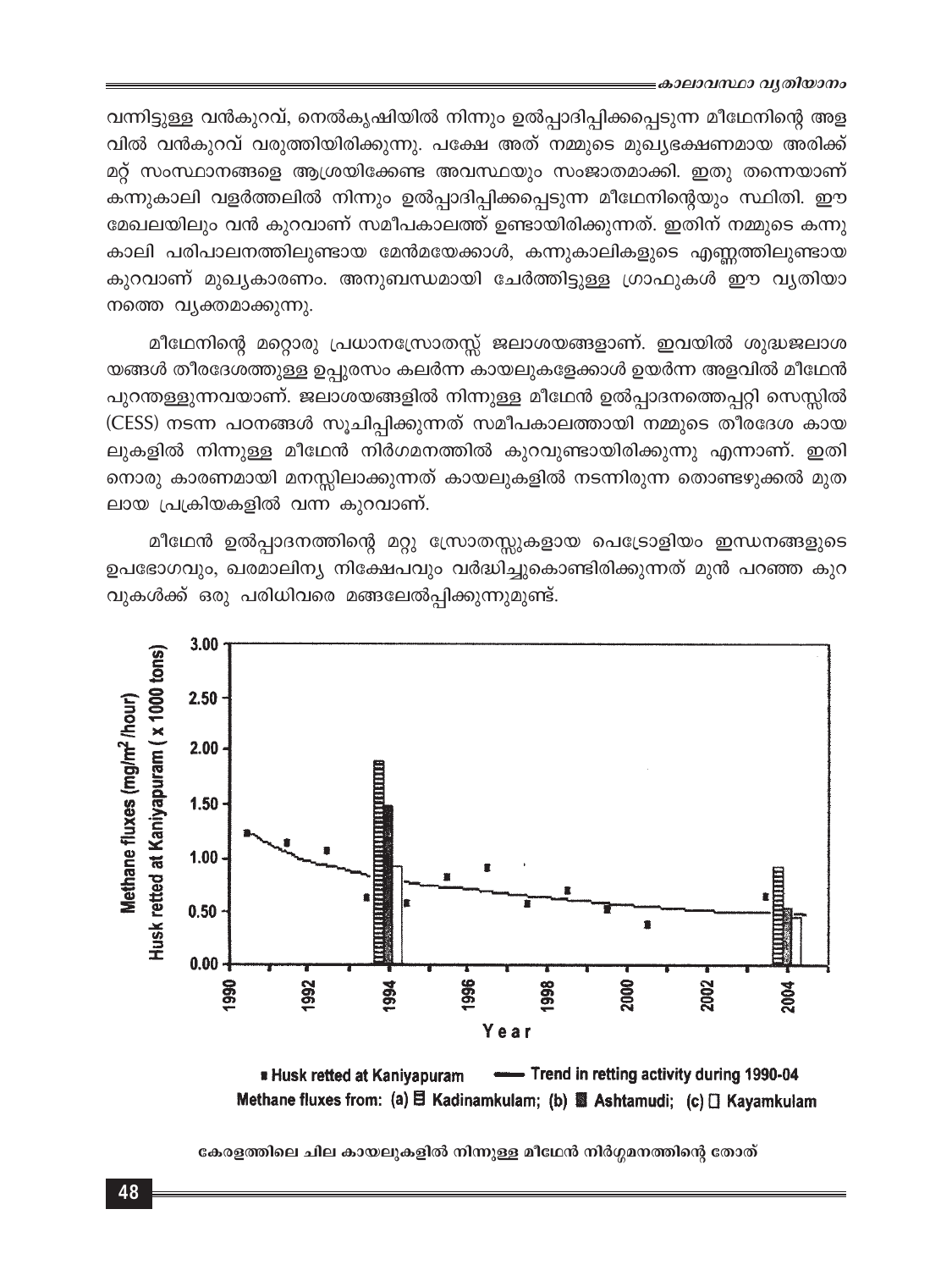വന്നിട്ടുള്ള വൻകുറവ്, നെൽകൃഷിയിൽ നിന്നും ഉൽപ്പാദിപ്പിക്കപ്പെടുന്ന മീഥേനിന്റെ അളവിൽ വൻകുറവ് വരുത്തിയിരിക്കുന്നു. പക്ഷേ അത് നമ്മുടെ മുഖ്യഭക്ഷണമായ അരിക്ക് മറ്റ് സംസ്ഥാനങ്ങളെ ആശ്രയിക്കേണ്ട അവസ്ഥയും സംജാതമാക്കി. ഇതു തന്നെയാണ് കന്നുകാലി വളർത്തലിൽ നിന്നും ഉൽപ്പാദിപ്പിക്കപ്പെടുന്ന മീഥേനിന്റെയും സ്ഥിതി. ഈ മേഖലയിലും വൻ കുറവാണ് സമീപകാലത്ത് ഉണ്ടായിരിക്കുന്നത്. ഇതിന് നമ്മുടെ കന്നുകാലി പരിപാലനത്തിലുണ്ടായ മേൻമയേക്കാൾ, കന്നുകാലികളുടെ എണ്ണത്തിലുണ്ടായ കുറവാണ് മുഖ്യകാരണം. അനുബന്ധമായി ചേർത്തിട്ടുള്ള ഗ്രാഫുകൾ ഈ വ്യതിയാനത്തെ വ്യക്തമാക്കുന്നു.

മീഥേനിന്റെ മറ്റൊരു പ്രധാനസ്രോതസ്സ് ജലാശയങ്ങളാണ്. ഇവയിൽ ശുദ്ധജലാശയങ്ങൾ തീരദേശത്തുള്ള ഉപ്പുരസം കലർന്ന കായലുകളേക്കാൾ ഉയർന്ന അളവിൽ മീഥേൻ പുറന്തള്ളുന്നവയാണ്. ജലാശയങ്ങളിൽ നിന്നുള്ള മീഥേൻ ഉൽപ്പാദനത്തെപ്പറ്റി സെസ്സിൽ (CESS) നടന്ന പഠനങ്ങൾ സൂചിപ്പിക്കുന്നത് സമീപകാലത്തായി നമ്മുടെ തീരദേശ കായലുകളിൽ നിന്നുള്ള മീഥേൻ നിർഗമനത്തിൽ കുറവുണ്ടായിരിക്കുന്നു എന്നാണ്. ഇതിനൊരു കാരണമായി മനസ്സിലാക്കുന്നത് കായലുകളിൽ നടന്നിരുന്ന തൊണ്ടഴുക്കൽ മുതലായ പ്രക്രിയകളിൽ വന്ന കുറവാണ്.

മീഥേൻ ഉൽപ്പാദനത്തിന്റെ മറ്റു സ്രോതസ്സുകളായ പെട്രോളിയം ഇന്ധനങ്ങളുടെ ഉപഭോഗവും, ഖരമാലിന്യ നിക്ഷേപവും വർദ്ധിച്ചുകൊണ്ടിരിക്കുന്നത് മുൻ പറഞ്ഞ കുറവുകൾക്ക് ഒരു പരിധിവരെ മങ്ങലേൽപ്പിക്കുന്നുമുണ്ട്.

Methane fluxes ($mg/m^2/hour$)
Husk retted at Kaniyapuram ( x 1000 tons)

Year

■ Husk retted at Kaniyapuram — Trend in retting activity during 1990-04
Methane fluxes from: (a) Kadinamkulam; (b) Ashtamudi; (c) Kayamkulam

കേരളത്തിലെ ചില കായലുകളിൽ നിന്നുള്ള മീഥേൻ നിർഗ്ഗമനത്തിന്റെ തോത്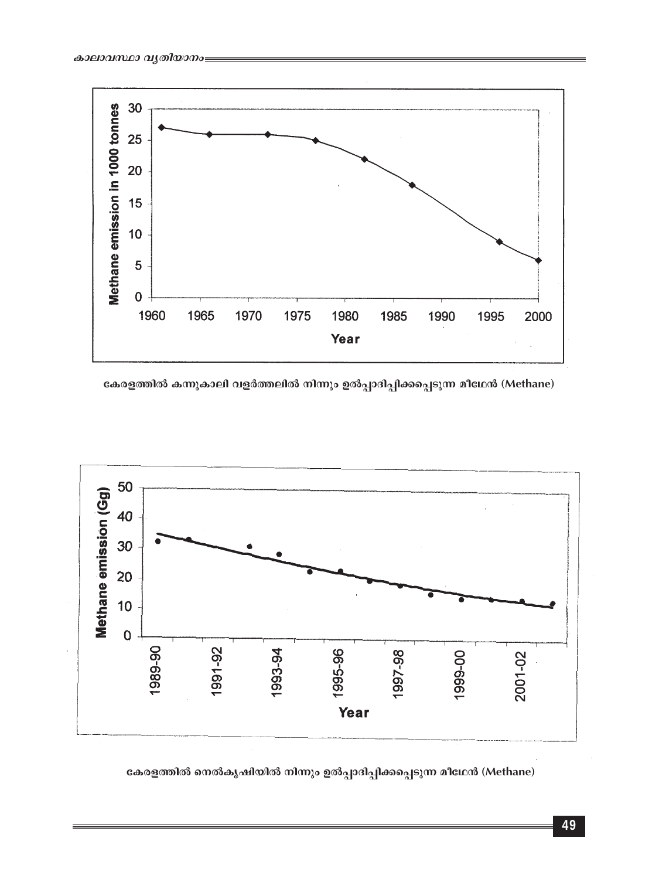കേരളത്തിൽ കന്നുകാലി വളർത്തലിൽ നിന്നും ഉൽപ്പാദിപ്പിക്കപ്പെടുന്ന മീഥേൻ (Methane)

കേരളത്തിൽ നെൽകൃഷിയിൽ നിന്നും ഉൽപ്പാദിപ്പിക്കപ്പെടുന്ന മീഥേൻ (Methane)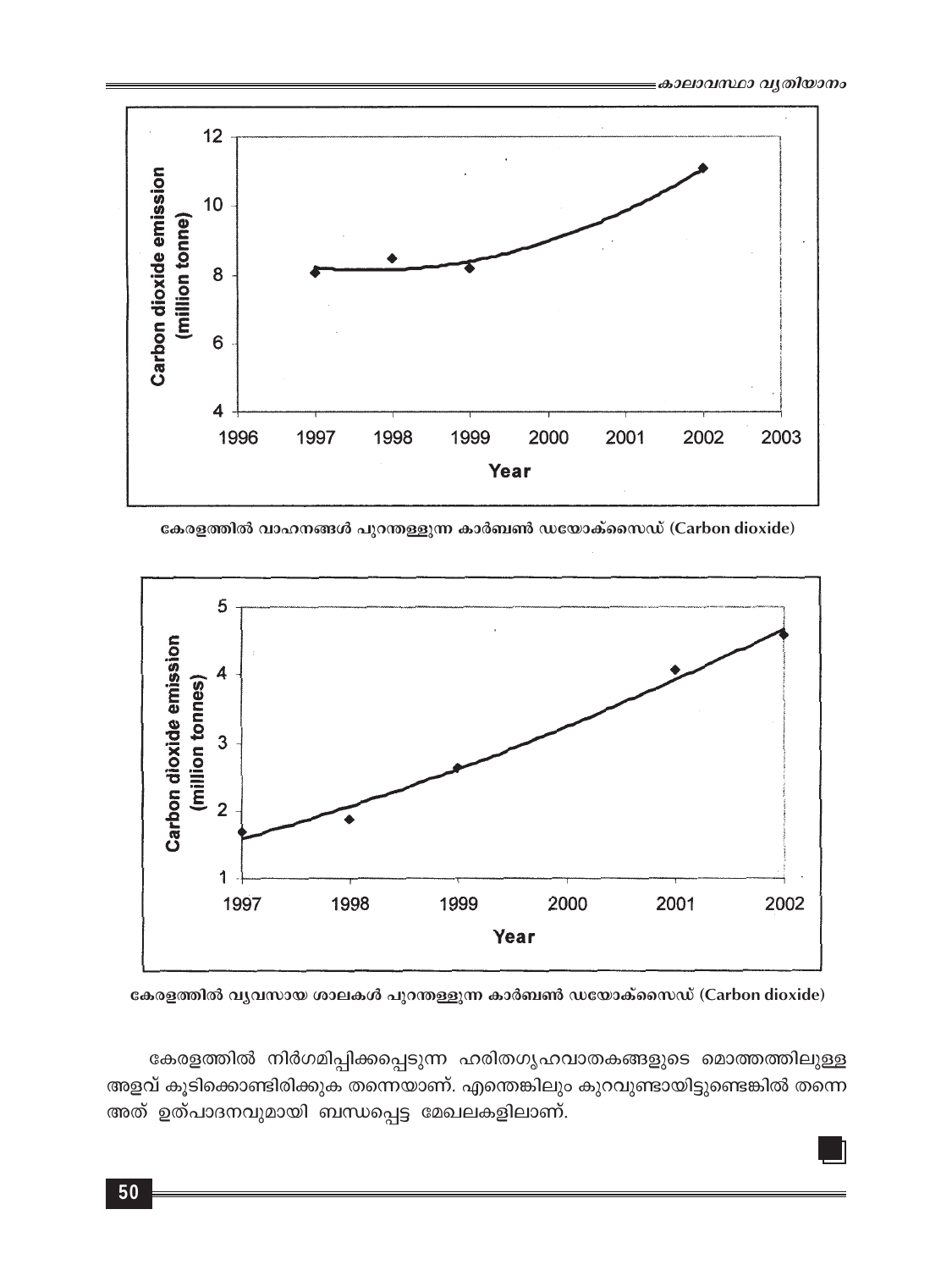12

10

8

6

4

Carbon dioxide emission (million tonne)

1996 1997 1998 1999 2000 2001 2002 2003

Year

കേരളത്തിൽ വാഹനങ്ങൾ പുറന്തള്ളുന്ന കാർബൺ ഡയോക്സൈഡ് (Carbon dioxide)

5

4

3

2

1

Carbon dioxide emission (million tonnes)

1997 1998 1999 2000 2001 2002

Year

കേരളത്തിൽ വ്യവസായ ശാലകൾ പുറന്തള്ളുന്ന കാർബൺ ഡയോക്സൈഡ് (Carbon dioxide)

കേരളത്തിൽ നിർഗമിപ്പിക്കപ്പെടുന്ന ഹരിതഗൃഹവാതകങ്ങളുടെ മൊത്തത്തിലുള്ള അളവ് കൂടിക്കൊണ്ടിരിക്കുക തന്നെയാണ്. എന്തെങ്കിലും കുറവുണ്ടായിട്ടുണ്ടെങ്കിൽ തന്നെ അത് ഉത്പാദനവുമായി ബന്ധപ്പെട്ട മേഖലകളിലാണ്.